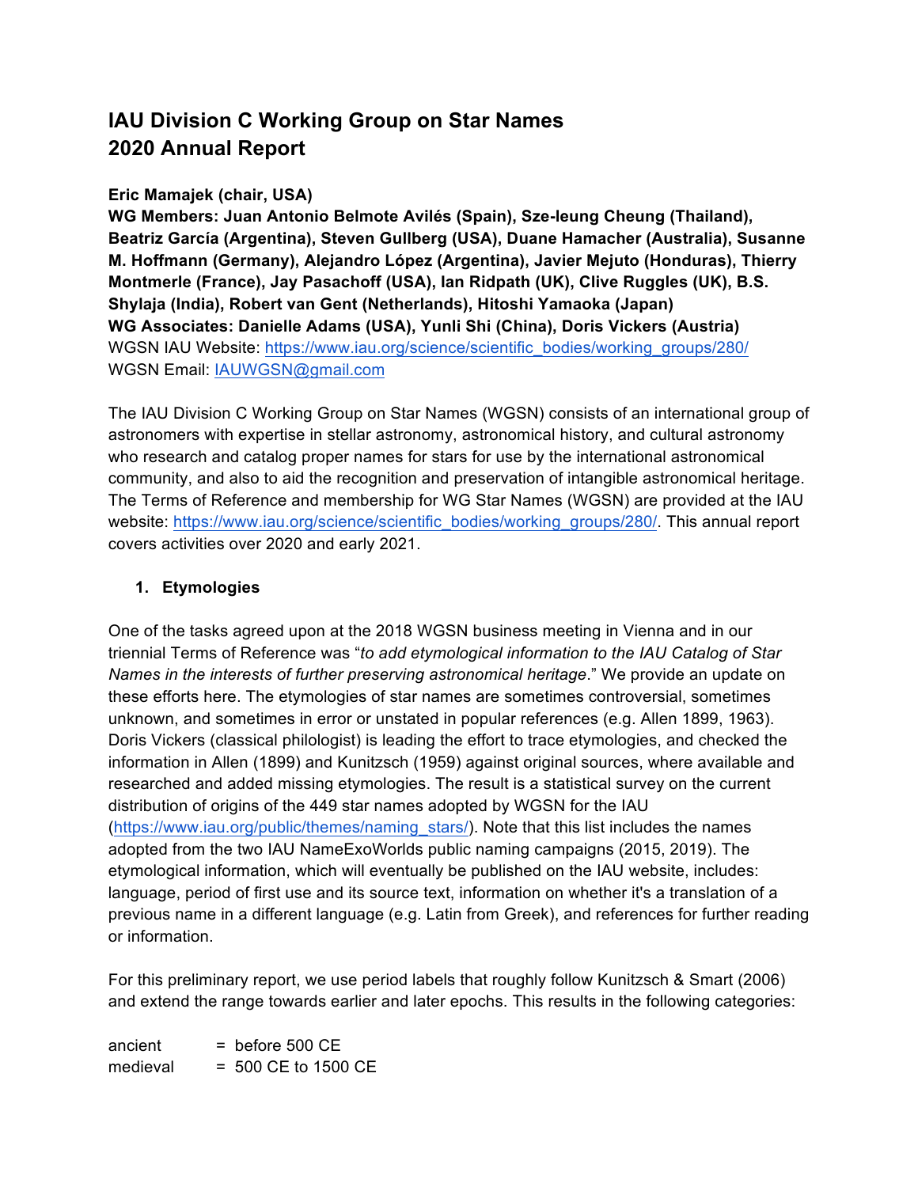# IAU Division C Working Group on Star Names
# 2020 Annual Report

**Eric Mamajek (chair, USA)**
**WG Members: Juan Antonio Belmote Avilés (Spain), Sze-leung Cheung (Thailand), Beatriz García (Argentina), Steven Gullberg (USA), Duane Hamacher (Australia), Susanne M. Hoffmann (Germany), Alejandro López (Argentina), Javier Mejuto (Honduras), Thierry Montmerle (France), Jay Pasachoff (USA), Ian Ridpath (UK), Clive Ruggles (UK), B.S. Shylaja (India), Robert van Gent (Netherlands), Hitoshi Yamaoka (Japan)**
**WG Associates: Danielle Adams (USA), Yunli Shi (China), Doris Vickers (Austria)**
WGSN IAU Website: https://www.iau.org/science/scientific_bodies/working_groups/280/
WGSN Email: IAUWGSN@gmail.com

The IAU Division C Working Group on Star Names (WGSN) consists of an international group of astronomers with expertise in stellar astronomy, astronomical history, and cultural astronomy who research and catalog proper names for stars for use by the international astronomical community, and also to aid the recognition and preservation of intangible astronomical heritage. The Terms of Reference and membership for WG Star Names (WGSN) are provided at the IAU website: https://www.iau.org/science/scientific_bodies/working_groups/280/. This annual report covers activities over 2020 and early 2021.

## 1. Etymologies

One of the tasks agreed upon at the 2018 WGSN business meeting in Vienna and in our triennial Terms of Reference was "*to add etymological information to the IAU Catalog of Star Names in the interests of further preserving astronomical heritage*." We provide an update on these efforts here. The etymologies of star names are sometimes controversial, sometimes unknown, and sometimes in error or unstated in popular references (e.g. Allen 1899, 1963). Doris Vickers (classical philologist) is leading the effort to trace etymologies, and checked the information in Allen (1899) and Kunitzsch (1959) against original sources, where available and researched and added missing etymologies. The result is a statistical survey on the current distribution of origins of the 449 star names adopted by WGSN for the IAU (https://www.iau.org/public/themes/naming_stars/). Note that this list includes the names adopted from the two IAU NameExoWorlds public naming campaigns (2015, 2019). The etymological information, which will eventually be published on the IAU website, includes: language, period of first use and its source text, information on whether it's a translation of a previous name in a different language (e.g. Latin from Greek), and references for further reading or information.

For this preliminary report, we use period labels that roughly follow Kunitzsch & Smart (2006) and extend the range towards earlier and later epochs. This results in the following categories:

ancient = before 500 CE
medieval = 500 CE to 1500 CE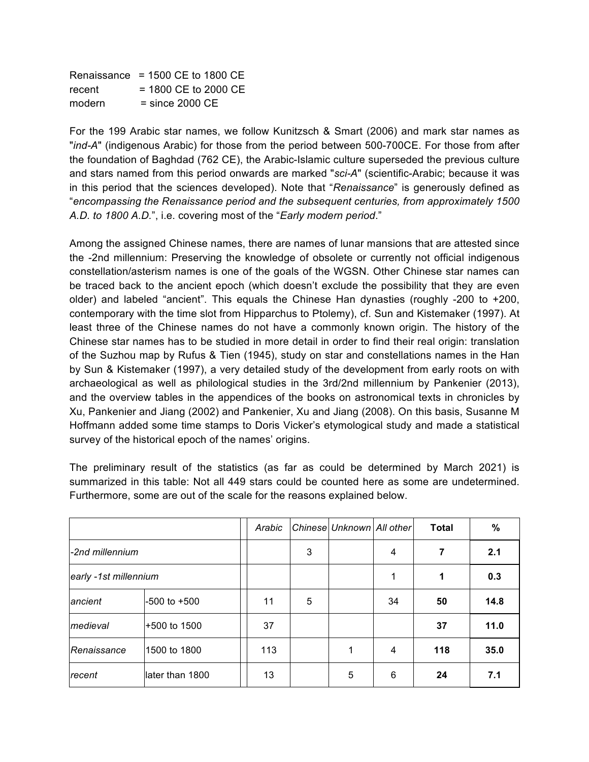Renaissance = 1500 CE to 1800 CE
recent = 1800 CE to 2000 CE
modern = since 2000 CE

For the 199 Arabic star names, we follow Kunitzsch & Smart (2006) and mark star names as "*ind-A*" (indigenous Arabic) for those from the period between 500-700CE. For those from after the foundation of Baghdad (762 CE), the Arabic-Islamic culture superseded the previous culture and stars named from this period onwards are marked "*sci-A*" (scientific-Arabic; because it was in this period that the sciences developed). Note that "*Renaissance*" is generously defined as "*encompassing the Renaissance period and the subsequent centuries, from approximately 1500 A.D. to 1800 A.D.*", i.e. covering most of the "*Early modern period*."

Among the assigned Chinese names, there are names of lunar mansions that are attested since the -2nd millennium: Preserving the knowledge of obsolete or currently not official indigenous constellation/asterism names is one of the goals of the WGSN. Other Chinese star names can be traced back to the ancient epoch (which doesn't exclude the possibility that they are even older) and labeled "ancient". This equals the Chinese Han dynasties (roughly -200 to +200, contemporary with the time slot from Hipparchus to Ptolemy), cf. Sun and Kistemaker (1997). At least three of the Chinese names do not have a commonly known origin. The history of the Chinese star names has to be studied in more detail in order to find their real origin: translation of the Suzhou map by Rufus & Tien (1945), study on star and constellations names in the Han by Sun & Kistemaker (1997), a very detailed study of the development from early roots on with archaeological as well as philological studies in the 3rd/2nd millennium by Pankenier (2013), and the overview tables in the appendices of the books on astronomical texts in chronicles by Xu, Pankenier and Jiang (2002) and Pankenier, Xu and Jiang (2008). On this basis, Susanne M Hoffmann added some time stamps to Doris Vicker's etymological study and made a statistical survey of the historical epoch of the names' origins.

The preliminary result of the statistics (as far as could be determined by March 2021) is summarized in this table: Not all 449 stars could be counted here as some are undetermined. Furthermore, some are out of the scale for the reasons explained below.

| | | | *Arabic* | *Chinese* | *Unknown* | *All other* | **Total** | **%** |
|---|---|---|---|---|---|---|---|---|
| *-2nd millennium* | | | | 3 | | 4 | **7** | **2.1** |
| *early -1st millennium* | | | | | | 1 | **1** | **0.3** |
| *ancient* | -500 to +500 | | 11 | 5 | | 34 | **50** | **14.8** |
| *medieval* | +500 to 1500 | | 37 | | | | **37** | **11.0** |
| *Renaissance* | 1500 to 1800 | | 113 | | 1 | 4 | **118** | **35.0** |
| *recent* | later than 1800 | | 13 | | 5 | 6 | **24** | **7.1** |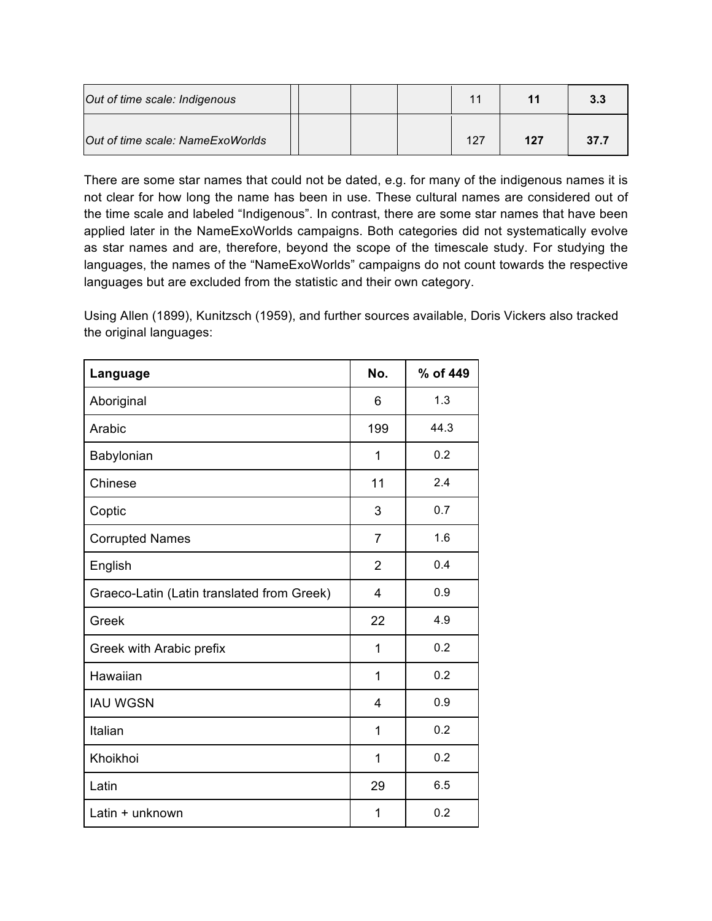| *Out of time scale: Indigenous* | | | | | 11 | **11** | **3.3** |
|---|---|---|---|---|---|---|---|
| *Out of time scale: NameExoWorlds* | | | | | 127 | **127** | **37.7** |

There are some star names that could not be dated, e.g. for many of the indigenous names it is not clear for how long the name has been in use. These cultural names are considered out of the time scale and labeled "Indigenous". In contrast, there are some star names that have been applied later in the NameExoWorlds campaigns. Both categories did not systematically evolve as star names and are, therefore, beyond the scope of the timescale study. For studying the languages, the names of the "NameExoWorlds" campaigns do not count towards the respective languages but are excluded from the statistic and their own category.

Using Allen (1899), Kunitzsch (1959), and further sources available, Doris Vickers also tracked the original languages:

| **Language** | **No.** | **% of 449** |
|---|---|---|
| Aboriginal | 6 | 1.3 |
| Arabic | 199 | 44.3 |
| Babylonian | 1 | 0.2 |
| Chinese | 11 | 2.4 |
| Coptic | 3 | 0.7 |
| Corrupted Names | 7 | 1.6 |
| English | 2 | 0.4 |
| Graeco-Latin (Latin translated from Greek) | 4 | 0.9 |
| Greek | 22 | 4.9 |
| Greek with Arabic prefix | 1 | 0.2 |
| Hawaiian | 1 | 0.2 |
| IAU WGSN | 4 | 0.9 |
| Italian | 1 | 0.2 |
| Khoikhoi | 1 | 0.2 |
| Latin | 29 | 6.5 |
| Latin + unknown | 1 | 0.2 |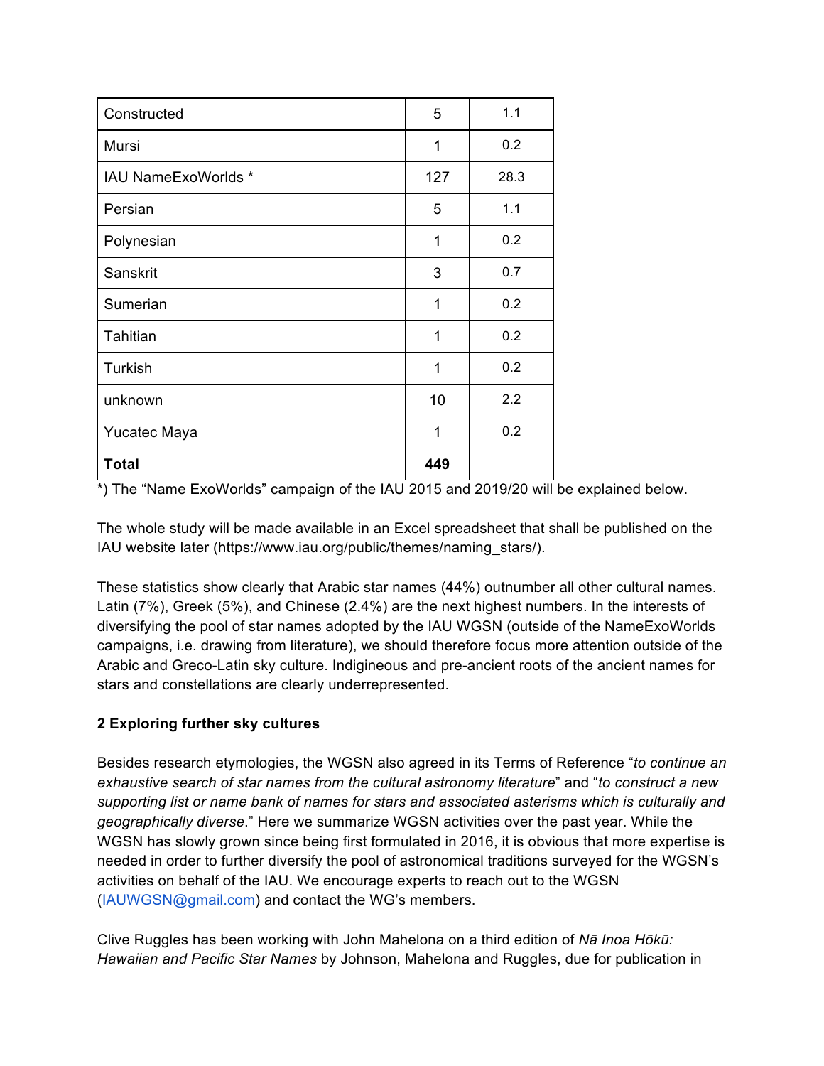| Constructed | 5 | 1.1 |
|---|---|---|
| Mursi | 1 | 0.2 |
| IAU NameExoWorlds * | 127 | 28.3 |
| Persian | 5 | 1.1 |
| Polynesian | 1 | 0.2 |
| Sanskrit | 3 | 0.7 |
| Sumerian | 1 | 0.2 |
| Tahitian | 1 | 0.2 |
| Turkish | 1 | 0.2 |
| unknown | 10 | 2.2 |
| Yucatec Maya | 1 | 0.2 |
| **Total** | **449** | |

*) The “Name ExoWorlds” campaign of the IAU 2015 and 2019/20 will be explained below.

The whole study will be made available in an Excel spreadsheet that shall be published on the IAU website later (https://www.iau.org/public/themes/naming_stars/).

These statistics show clearly that Arabic star names (44%) outnumber all other cultural names. Latin (7%), Greek (5%), and Chinese (2.4%) are the next highest numbers. In the interests of diversifying the pool of star names adopted by the IAU WGSN (outside of the NameExoWorlds campaigns, i.e. drawing from literature), we should therefore focus more attention outside of the Arabic and Greco-Latin sky culture. Indigineous and pre-ancient roots of the ancient names for stars and constellations are clearly underrepresented.

## 2 Exploring further sky cultures

Besides research etymologies, the WGSN also agreed in its Terms of Reference “*to continue an exhaustive search of star names from the cultural astronomy literature*” and “*to construct a new supporting list or name bank of names for stars and associated asterisms which is culturally and geographically diverse*.” Here we summarize WGSN activities over the past year. While the WGSN has slowly grown since being first formulated in 2016, it is obvious that more expertise is needed in order to further diversify the pool of astronomical traditions surveyed for the WGSN’s activities on behalf of the IAU. We encourage experts to reach out to the WGSN (IAUWGSN@gmail.com) and contact the WG’s members.

Clive Ruggles has been working with John Mahelona on a third edition of *Nā Inoa Hōkū: Hawaiian and Pacific Star Names* by Johnson, Mahelona and Ruggles, due for publication in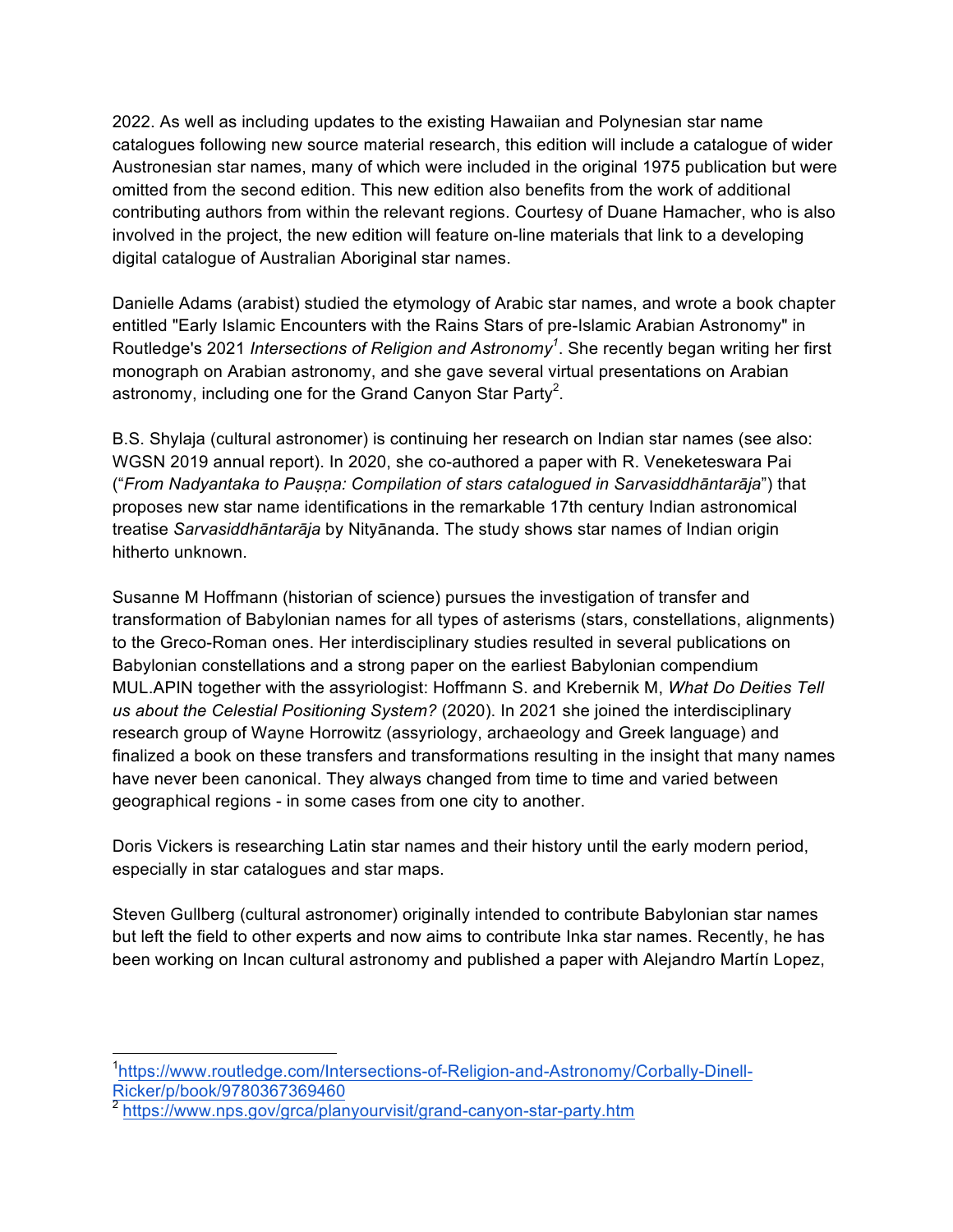2022. As well as including updates to the existing Hawaiian and Polynesian star name catalogues following new source material research, this edition will include a catalogue of wider Austronesian star names, many of which were included in the original 1975 publication but were omitted from the second edition. This new edition also benefits from the work of additional contributing authors from within the relevant regions. Courtesy of Duane Hamacher, who is also involved in the project, the new edition will feature on-line materials that link to a developing digital catalogue of Australian Aboriginal star names.

Danielle Adams (arabist) studied the etymology of Arabic star names, and wrote a book chapter entitled "Early Islamic Encounters with the Rains Stars of pre-Islamic Arabian Astronomy" in Routledge's 2021 *Intersections of Religion and Astronomy*[1]. She recently began writing her first monograph on Arabian astronomy, and she gave several virtual presentations on Arabian astronomy, including one for the Grand Canyon Star Party[2].

B.S. Shylaja (cultural astronomer) is continuing her research on Indian star names (see also: WGSN 2019 annual report). In 2020, she co-authored a paper with R. Veneketeswara Pai ("*From Nadyantaka to Pauṣṇa: Compilation of stars catalogued in Sarvasiddhāntarāja*") that proposes new star name identifications in the remarkable 17th century Indian astronomical treatise *Sarvasiddhāntarāja* by Nityānanda. The study shows star names of Indian origin hitherto unknown.

Susanne M Hoffmann (historian of science) pursues the investigation of transfer and transformation of Babylonian names for all types of asterisms (stars, constellations, alignments) to the Greco-Roman ones. Her interdisciplinary studies resulted in several publications on Babylonian constellations and a strong paper on the earliest Babylonian compendium MUL.APIN together with the assyriologist: Hoffmann S. and Krebernik M, *What Do Deities Tell us about the Celestial Positioning System?* (2020). In 2021 she joined the interdisciplinary research group of Wayne Horrowitz (assyriology, archaeology and Greek language) and finalized a book on these transfers and transformations resulting in the insight that many names have never been canonical. They always changed from time to time and varied between geographical regions - in some cases from one city to another.

Doris Vickers is researching Latin star names and their history until the early modern period, especially in star catalogues and star maps.

Steven Gullberg (cultural astronomer) originally intended to contribute Babylonian star names but left the field to other experts and now aims to contribute Inka star names. Recently, he has been working on Incan cultural astronomy and published a paper with Alejandro Martín Lopez,

---

[1] https://www.routledge.com/Intersections-of-Religion-and-Astronomy/Corbally-Dinell-Ricker/p/book/9780367369460

[2] https://www.nps.gov/grca/planyourvisit/grand-canyon-star-party.htm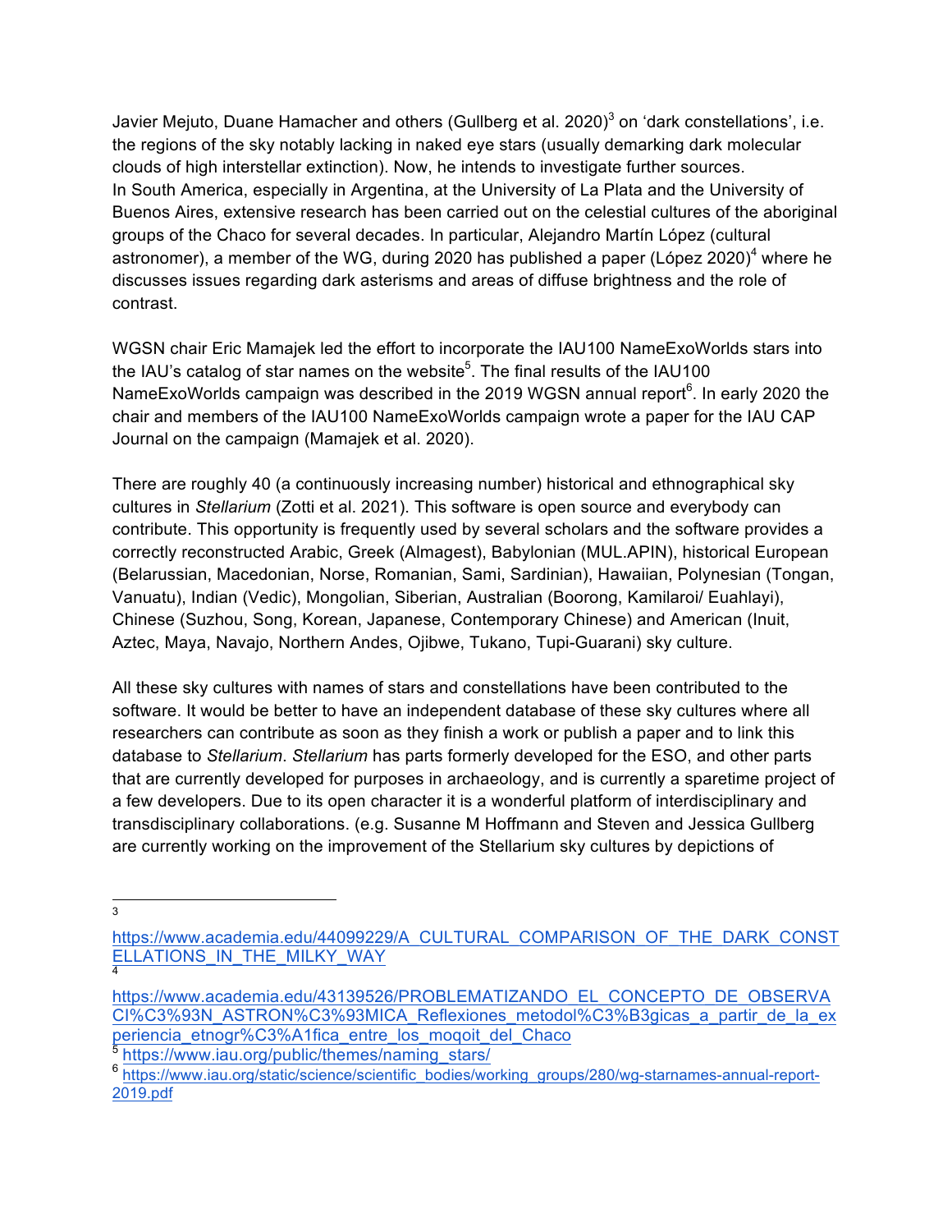Javier Mejuto, Duane Hamacher and others (Gullberg et al. 2020)[3] on 'dark constellations', i.e. the regions of the sky notably lacking in naked eye stars (usually demarking dark molecular clouds of high interstellar extinction). Now, he intends to investigate further sources.
In South America, especially in Argentina, at the University of La Plata and the University of Buenos Aires, extensive research has been carried out on the celestial cultures of the aboriginal groups of the Chaco for several decades. In particular, Alejandro Martín López (cultural astronomer), a member of the WG, during 2020 has published a paper (López 2020)[4] where he discusses issues regarding dark asterisms and areas of diffuse brightness and the role of contrast.

WGSN chair Eric Mamajek led the effort to incorporate the IAU100 NameExoWorlds stars into the IAU's catalog of star names on the website[5]. The final results of the IAU100 NameExoWorlds campaign was described in the 2019 WGSN annual report[6]. In early 2020 the chair and members of the IAU100 NameExoWorlds campaign wrote a paper for the IAU CAP Journal on the campaign (Mamajek et al. 2020).

There are roughly 40 (a continuously increasing number) historical and ethnographical sky cultures in *Stellarium* (Zotti et al. 2021). This software is open source and everybody can contribute. This opportunity is frequently used by several scholars and the software provides a correctly reconstructed Arabic, Greek (Almagest), Babylonian (MUL.APIN), historical European (Belarussian, Macedonian, Norse, Romanian, Sami, Sardinian), Hawaiian, Polynesian (Tongan, Vanuatu), Indian (Vedic), Mongolian, Siberian, Australian (Boorong, Kamilaroi/ Euahlayi), Chinese (Suzhou, Song, Korean, Japanese, Contemporary Chinese) and American (Inuit, Aztec, Maya, Navajo, Northern Andes, Ojibwe, Tukano, Tupi-Guarani) sky culture.

All these sky cultures with names of stars and constellations have been contributed to the software. It would be better to have an independent database of these sky cultures where all researchers can contribute as soon as they finish a work or publish a paper and to link this database to *Stellarium*. *Stellarium* has parts formerly developed for the ESO, and other parts that are currently developed for purposes in archaeology, and is currently a sparetime project of a few developers. Due to its open character it is a wonderful platform of interdisciplinary and transdisciplinary collaborations. (e.g. Susanne M Hoffmann and Steven and Jessica Gullberg are currently working on the improvement of the Stellarium sky cultures by depictions of

---

[3] https://www.academia.edu/44099229/A_CULTURAL_COMPARISON_OF_THE_DARK_CONSTELLATIONS_IN_THE_MILKY_WAY

[4] https://www.academia.edu/43139526/PROBLEMATIZANDO_EL_CONCEPTO_DE_OBSERVACI%C3%93N_ASTRON%C3%93MICA_Reflexiones_metodol%C3%B3gicas_a_partir_de_la_experiencia_etnogr%C3%A1fica_entre_los_moqoit_del_Chaco

[5] https://www.iau.org/public/themes/naming_stars/

[6] https://www.iau.org/static/science/scientific_bodies/working_groups/280/wg-starnames-annual-report-2019.pdf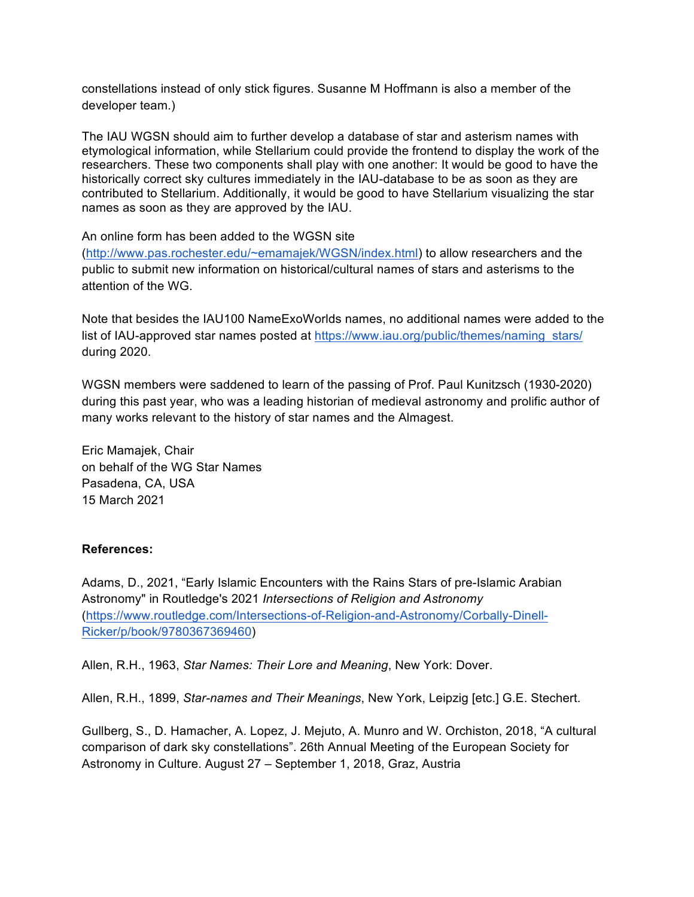constellations instead of only stick figures. Susanne M Hoffmann is also a member of the developer team.)

The IAU WGSN should aim to further develop a database of star and asterism names with etymological information, while Stellarium could provide the frontend to display the work of the researchers. These two components shall play with one another: It would be good to have the historically correct sky cultures immediately in the IAU-database to be as soon as they are contributed to Stellarium. Additionally, it would be good to have Stellarium visualizing the star names as soon as they are approved by the IAU.

An online form has been added to the WGSN site (http://www.pas.rochester.edu/~emamajek/WGSN/index.html) to allow researchers and the public to submit new information on historical/cultural names of stars and asterisms to the attention of the WG.

Note that besides the IAU100 NameExoWorlds names, no additional names were added to the list of IAU-approved star names posted at https://www.iau.org/public/themes/naming_stars/ during 2020.

WGSN members were saddened to learn of the passing of Prof. Paul Kunitzsch (1930-2020) during this past year, who was a leading historian of medieval astronomy and prolific author of many works relevant to the history of star names and the Almagest.

Eric Mamajek, Chair
on behalf of the WG Star Names
Pasadena, CA, USA
15 March 2021

**References:**

Adams, D., 2021, "Early Islamic Encounters with the Rains Stars of pre-Islamic Arabian Astronomy" in Routledge's 2021 *Intersections of Religion and Astronomy* (https://www.routledge.com/Intersections-of-Religion-and-Astronomy/Corbally-Dinell-Ricker/p/book/9780367369460)

Allen, R.H., 1963, *Star Names: Their Lore and Meaning*, New York: Dover.

Allen, R.H., 1899, *Star-names and Their Meanings*, New York, Leipzig [etc.] G.E. Stechert.

Gullberg, S., D. Hamacher, A. Lopez, J. Mejuto, A. Munro and W. Orchiston, 2018, "A cultural comparison of dark sky constellations". 26th Annual Meeting of the European Society for Astronomy in Culture. August 27 – September 1, 2018, Graz, Austria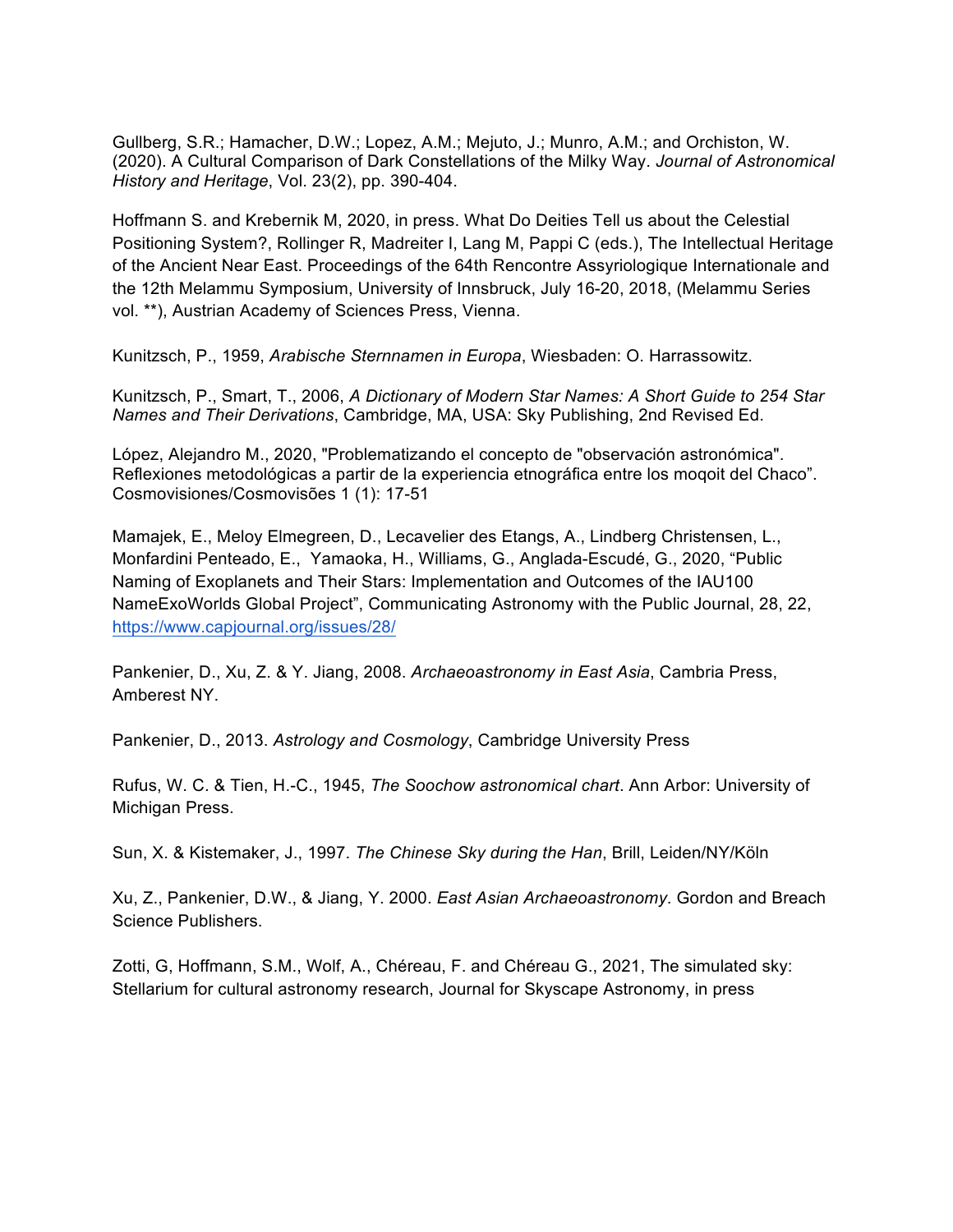Gullberg, S.R.; Hamacher, D.W.; Lopez, A.M.; Mejuto, J.; Munro, A.M.; and Orchiston, W. (2020). A Cultural Comparison of Dark Constellations of the Milky Way. *Journal of Astronomical History and Heritage*, Vol. 23(2), pp. 390-404.

Hoffmann S. and Krebernik M, 2020, in press. What Do Deities Tell us about the Celestial Positioning System?, Rollinger R, Madreiter I, Lang M, Pappi C (eds.), The Intellectual Heritage of the Ancient Near East. Proceedings of the 64th Rencontre Assyriologique Internationale and the 12th Melammu Symposium, University of Innsbruck, July 16-20, 2018, (Melammu Series vol. **), Austrian Academy of Sciences Press, Vienna.

Kunitzsch, P., 1959, *Arabische Sternnamen in Europa*, Wiesbaden: O. Harrassowitz.

Kunitzsch, P., Smart, T., 2006, *A Dictionary of Modern Star Names: A Short Guide to 254 Star Names and Their Derivations*, Cambridge, MA, USA: Sky Publishing, 2nd Revised Ed.

López, Alejandro M., 2020, "Problematizando el concepto de "observación astronómica". Reflexiones metodológicas a partir de la experiencia etnográfica entre los moqoit del Chaco". Cosmovisiones/Cosmovisões 1 (1): 17-51

Mamajek, E., Meloy Elmegreen, D., Lecavelier des Etangs, A., Lindberg Christensen, L., Monfardini Penteado, E., Yamaoka, H., Williams, G., Anglada-Escudé, G., 2020, "Public Naming of Exoplanets and Their Stars: Implementation and Outcomes of the IAU100 NameExoWorlds Global Project", Communicating Astronomy with the Public Journal, 28, 22, https://www.capjournal.org/issues/28/

Pankenier, D., Xu, Z. & Y. Jiang, 2008. *Archaeoastronomy in East Asia*, Cambria Press, Amberest NY.

Pankenier, D., 2013. *Astrology and Cosmology*, Cambridge University Press

Rufus, W. C. & Tien, H.-C., 1945, *The Soochow astronomical chart*. Ann Arbor: University of Michigan Press.

Sun, X. & Kistemaker, J., 1997. *The Chinese Sky during the Han*, Brill, Leiden/NY/Köln

Xu, Z., Pankenier, D.W., & Jiang, Y. 2000. *East Asian Archaeoastronomy*. Gordon and Breach Science Publishers.

Zotti, G, Hoffmann, S.M., Wolf, A., Chéreau, F. and Chéreau G., 2021, The simulated sky: Stellarium for cultural astronomy research, Journal for Skyscape Astronomy, in press